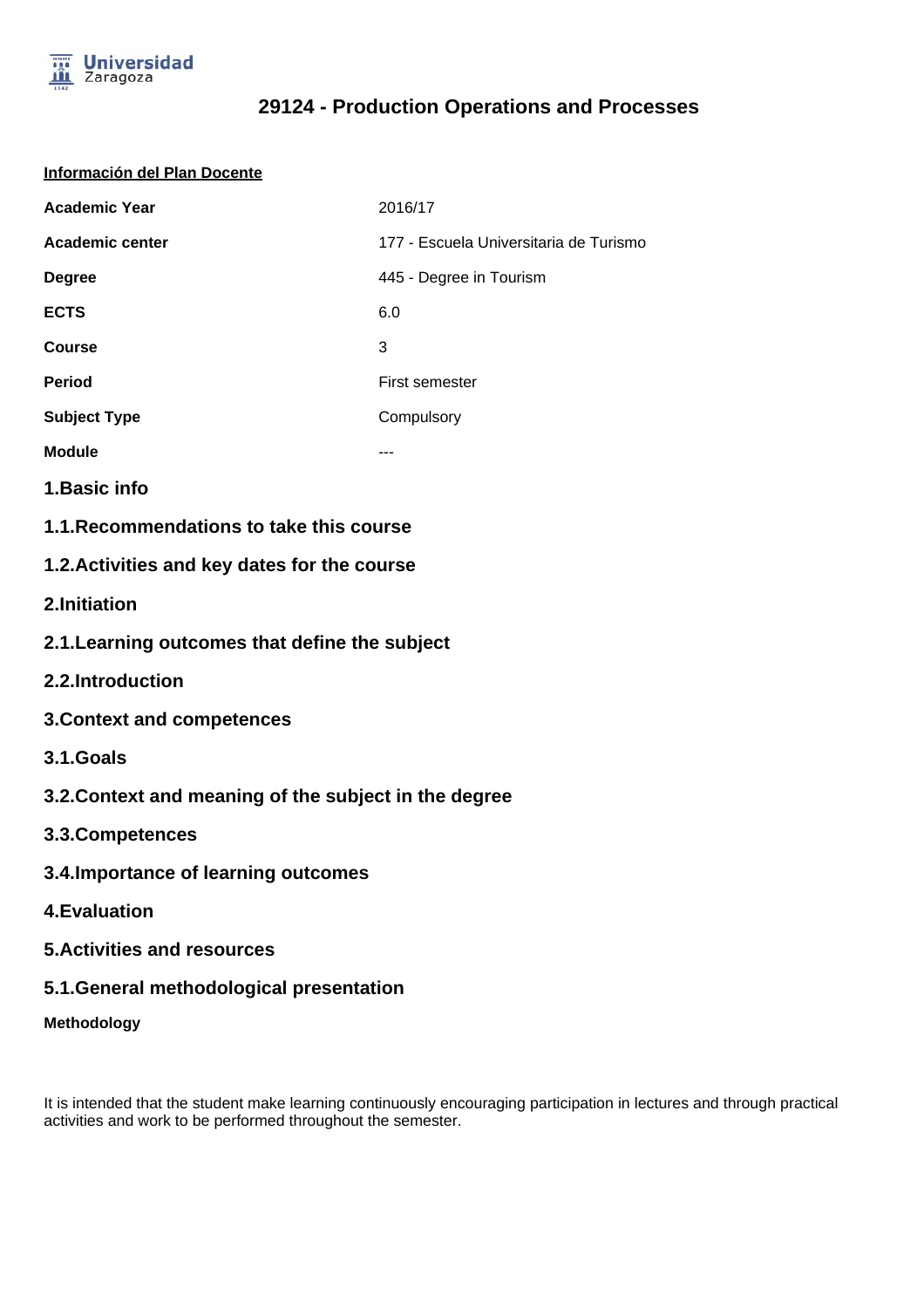# 29124 - Production Operations and Processes

**Información del Plan Docente**

| | |
|---|---|
| **Academic Year** | 2016/17 |
| **Academic center** | 177 - Escuela Universitaria de Turismo |
| **Degree** | 445 - Degree in Tourism |
| **ECTS** | 6.0 |
| **Course** | 3 |
| **Period** | First semester |
| **Subject Type** | Compulsory |
| **Module** | --- |

## 1.Basic info

### 1.1.Recommendations to take this course

### 1.2.Activities and key dates for the course

## 2.Initiation

### 2.1.Learning outcomes that define the subject

### 2.2.Introduction

## 3.Context and competences

### 3.1.Goals

### 3.2.Context and meaning of the subject in the degree

### 3.3.Competences

### 3.4.Importance of learning outcomes

## 4.Evaluation

## 5.Activities and resources

### 5.1.General methodological presentation

**Methodology**

It is intended that the student make learning continuously encouraging participation in lectures and through practical activities and work to be performed throughout the semester.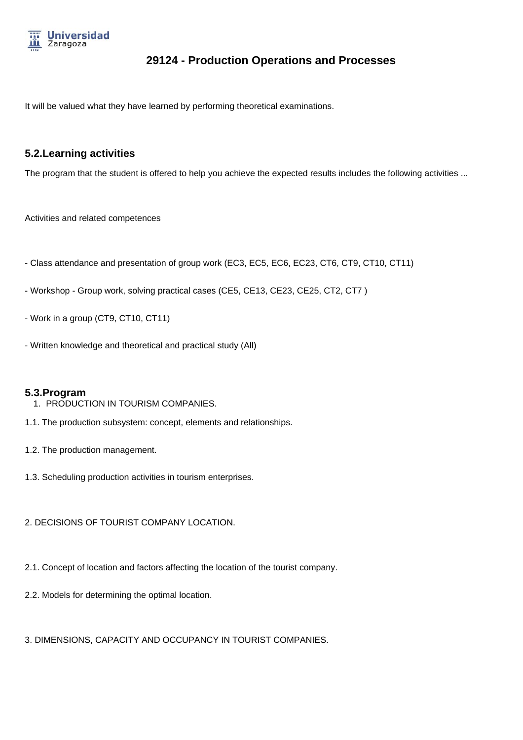It will be valued what they have learned by performing theoretical examinations.

## 5.2.Learning activities

The program that the student is offered to help you achieve the expected results includes the following activities ...

Activities and related competences

- Class attendance and presentation of group work (EC3, EC5, EC6, EC23, CT6, CT9, CT10, CT11)

- Workshop - Group work, solving practical cases (CE5, CE13, CE23, CE25, CT2, CT7 )

- Work in a group (CT9, CT10, CT11)

- Written knowledge and theoretical and practical study (All)

## 5.3.Program

1. PRODUCTION IN TOURISM COMPANIES.

1.1. The production subsystem: concept, elements and relationships.

1.2. The production management.

1.3. Scheduling production activities in tourism enterprises.

2. DECISIONS OF TOURIST COMPANY LOCATION.

2.1. Concept of location and factors affecting the location of the tourist company.

2.2. Models for determining the optimal location.

3. DIMENSIONS, CAPACITY AND OCCUPANCY IN TOURIST COMPANIES.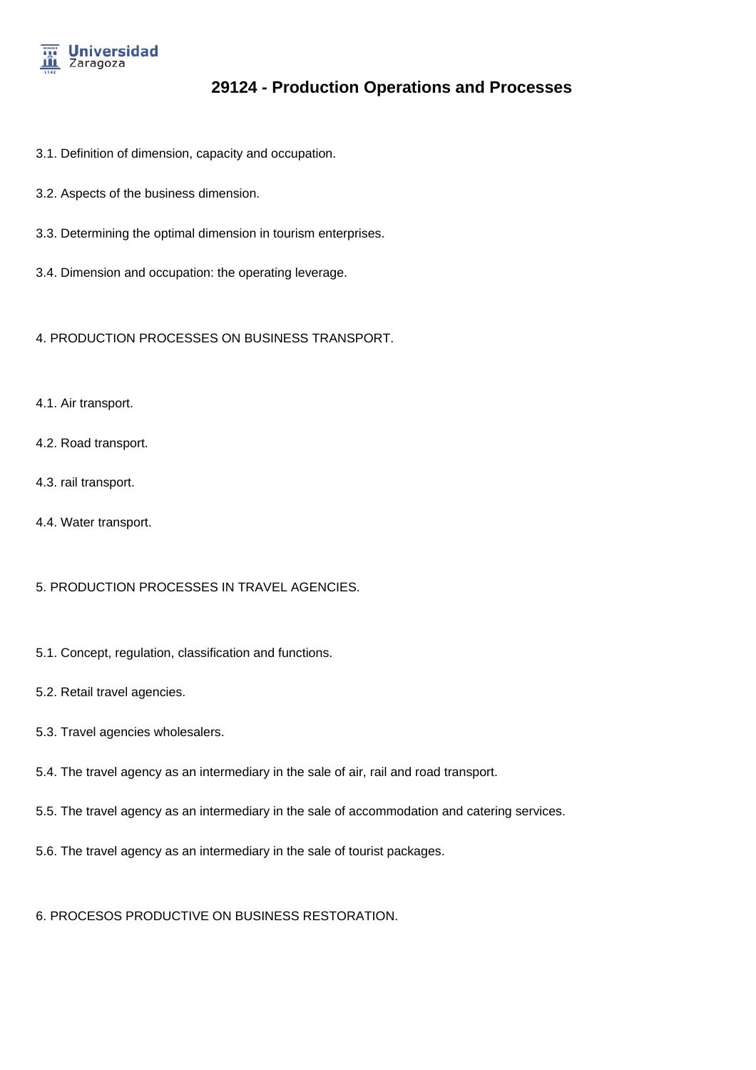3.1. Definition of dimension, capacity and occupation.

3.2. Aspects of the business dimension.

3.3. Determining the optimal dimension in tourism enterprises.

3.4. Dimension and occupation: the operating leverage.

4. PRODUCTION PROCESSES ON BUSINESS TRANSPORT.

4.1. Air transport.

4.2. Road transport.

4.3. rail transport.

4.4. Water transport.

5. PRODUCTION PROCESSES IN TRAVEL AGENCIES.

5.1. Concept, regulation, classification and functions.

5.2. Retail travel agencies.

5.3. Travel agencies wholesalers.

5.4. The travel agency as an intermediary in the sale of air, rail and road transport.

5.5. The travel agency as an intermediary in the sale of accommodation and catering services.

5.6. The travel agency as an intermediary in the sale of tourist packages.

6. PROCESOS PRODUCTIVE ON BUSINESS RESTORATION.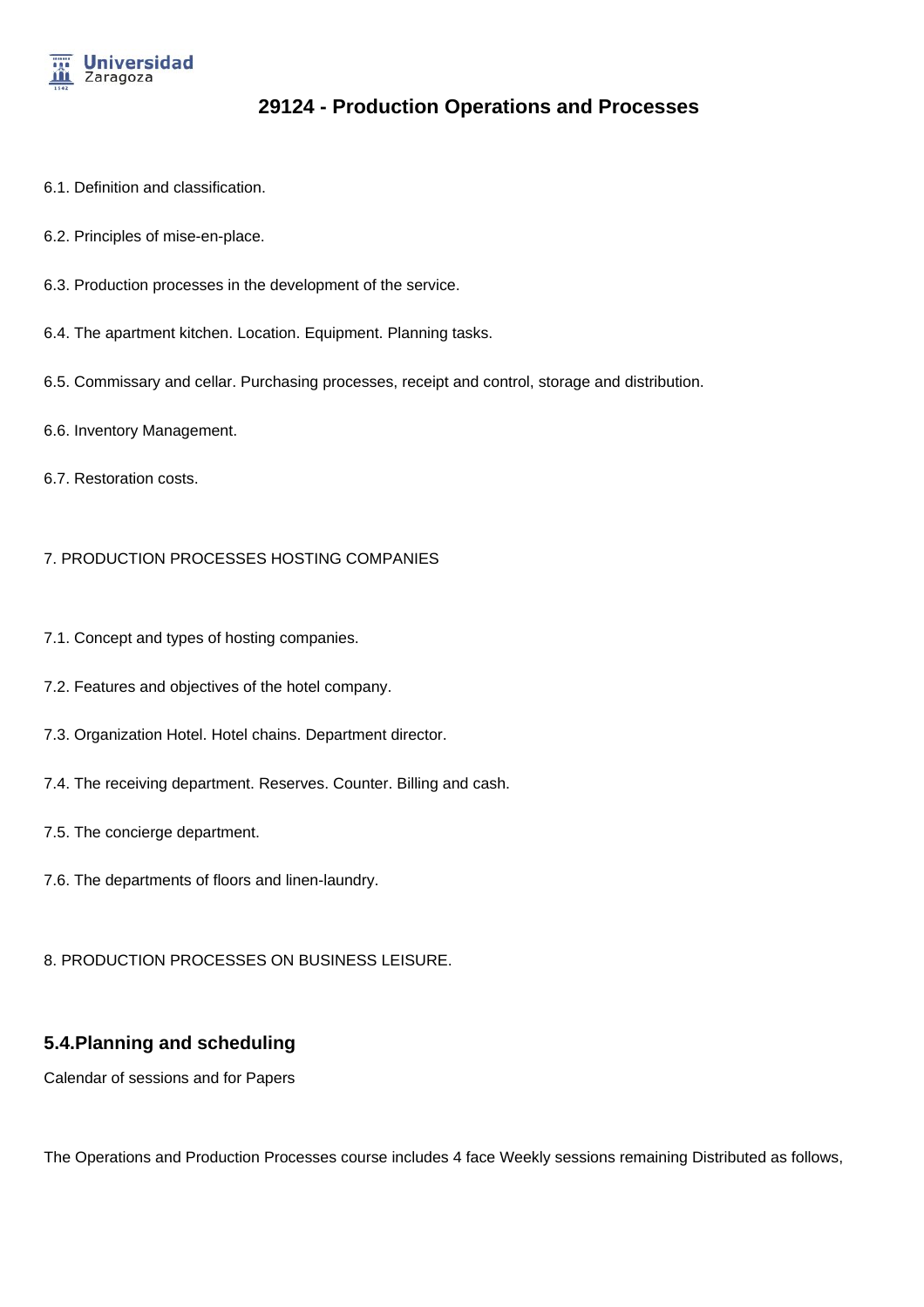6.1. Definition and classification.

6.2. Principles of mise-en-place.

6.3. Production processes in the development of the service.

6.4. The apartment kitchen. Location. Equipment. Planning tasks.

6.5. Commissary and cellar. Purchasing processes, receipt and control, storage and distribution.

6.6. Inventory Management.

6.7. Restoration costs.

7. PRODUCTION PROCESSES HOSTING COMPANIES

7.1. Concept and types of hosting companies.

7.2. Features and objectives of the hotel company.

7.3. Organization Hotel. Hotel chains. Department director.

7.4. The receiving department. Reserves. Counter. Billing and cash.

7.5. The concierge department.

7.6. The departments of floors and linen-laundry.

8. PRODUCTION PROCESSES ON BUSINESS LEISURE.

## 5.4.Planning and scheduling

Calendar of sessions and for Papers

The Operations and Production Processes course includes 4 face Weekly sessions remaining Distributed as follows,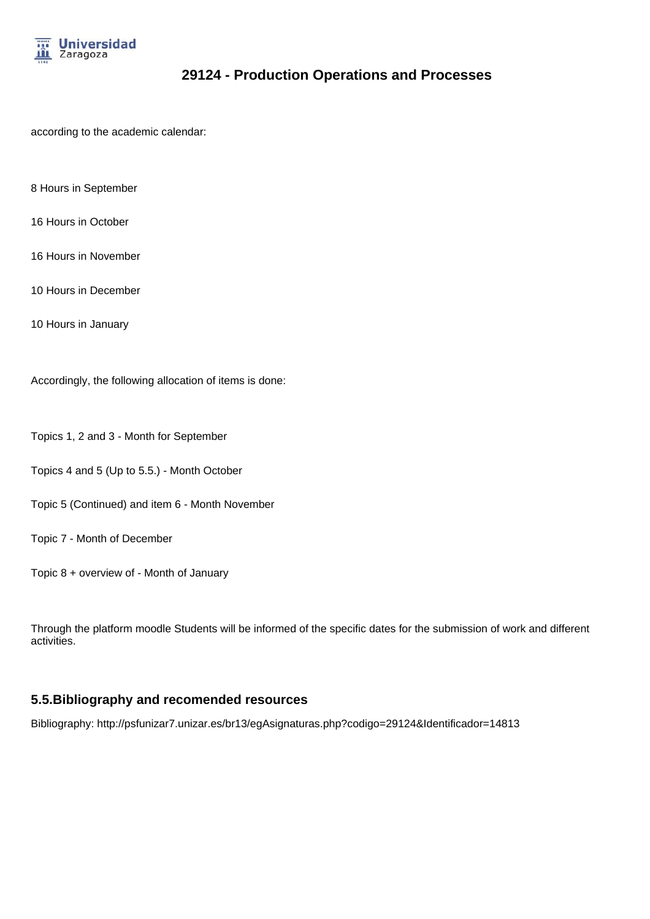according to the academic calendar:

8 Hours in September

16 Hours in October

16 Hours in November

10 Hours in December

10 Hours in January

Accordingly, the following allocation of items is done:

Topics 1, 2 and 3 - Month for September

Topics 4 and 5 (Up to 5.5.) - Month October

Topic 5 (Continued) and item 6 - Month November

Topic 7 - Month of December

Topic 8 + overview of - Month of January

Through the platform moodle Students will be informed of the specific dates for the submission of work and different activities.

## 5.5.Bibliography and recomended resources

Bibliography: http://psfunizar7.unizar.es/br13/egAsignaturas.php?codigo=29124&Identificador=14813